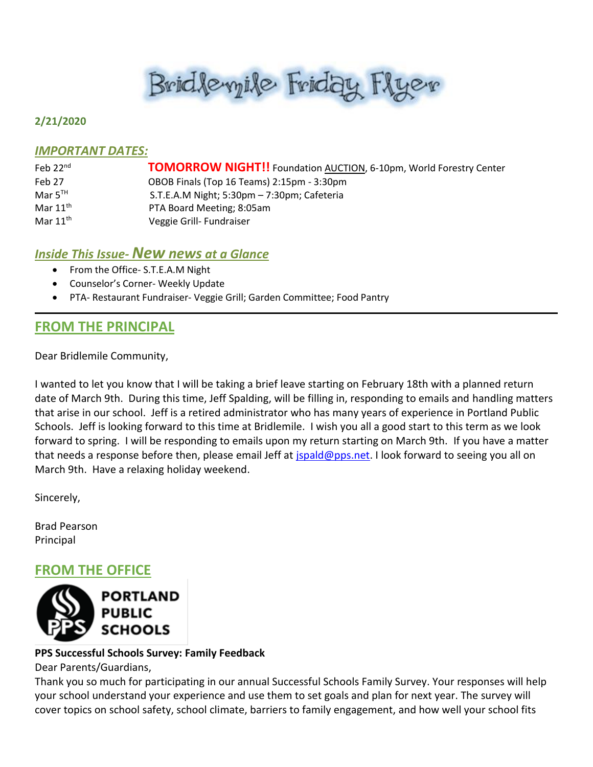# Bridlemile Friday Flyer

**2/21/2020**

## *IMPORTANT DATES:*

| | |
|---|---|
| Feb 22nd | **TOMORROW NIGHT!!** Foundation AUCTION, 6-10pm, World Forestry Center |
| Feb 27 | OBOB Finals (Top 16 Teams) 2:15pm - 3:30pm |
| Mar 5TH | S.T.E.A.M Night; 5:30pm – 7:30pm; Cafeteria |
| Mar 11th | PTA Board Meeting; 8:05am |
| Mar 11th | Veggie Grill- Fundraiser |

## *Inside This Issue- New news at a Glance*

- From the Office- S.T.E.A.M Night
- Counselor's Corner- Weekly Update
- PTA- Restaurant Fundraiser- Veggie Grill; Garden Committee; Food Pantry

---

## FROM THE PRINCIPAL

Dear Bridlemile Community,

I wanted to let you know that I will be taking a brief leave starting on February 18th with a planned return date of March 9th. During this time, Jeff Spalding, will be filling in, responding to emails and handling matters that arise in our school. Jeff is a retired administrator who has many years of experience in Portland Public Schools. Jeff is looking forward to this time at Bridlemile. I wish you all a good start to this term as we look forward to spring. I will be responding to emails upon my return starting on March 9th. If you have a matter that needs a response before then, please email Jeff at jspald@pps.net. I look forward to seeing you all on March 9th. Have a relaxing holiday weekend.

Sincerely,

Brad Pearson
Principal

## FROM THE OFFICE

PORTLAND PUBLIC SCHOOLS

**PPS Successful Schools Survey: Family Feedback**

Dear Parents/Guardians,

Thank you so much for participating in our annual Successful Schools Family Survey. Your responses will help your school understand your experience and use them to set goals and plan for next year. The survey will cover topics on school safety, school climate, barriers to family engagement, and how well your school fits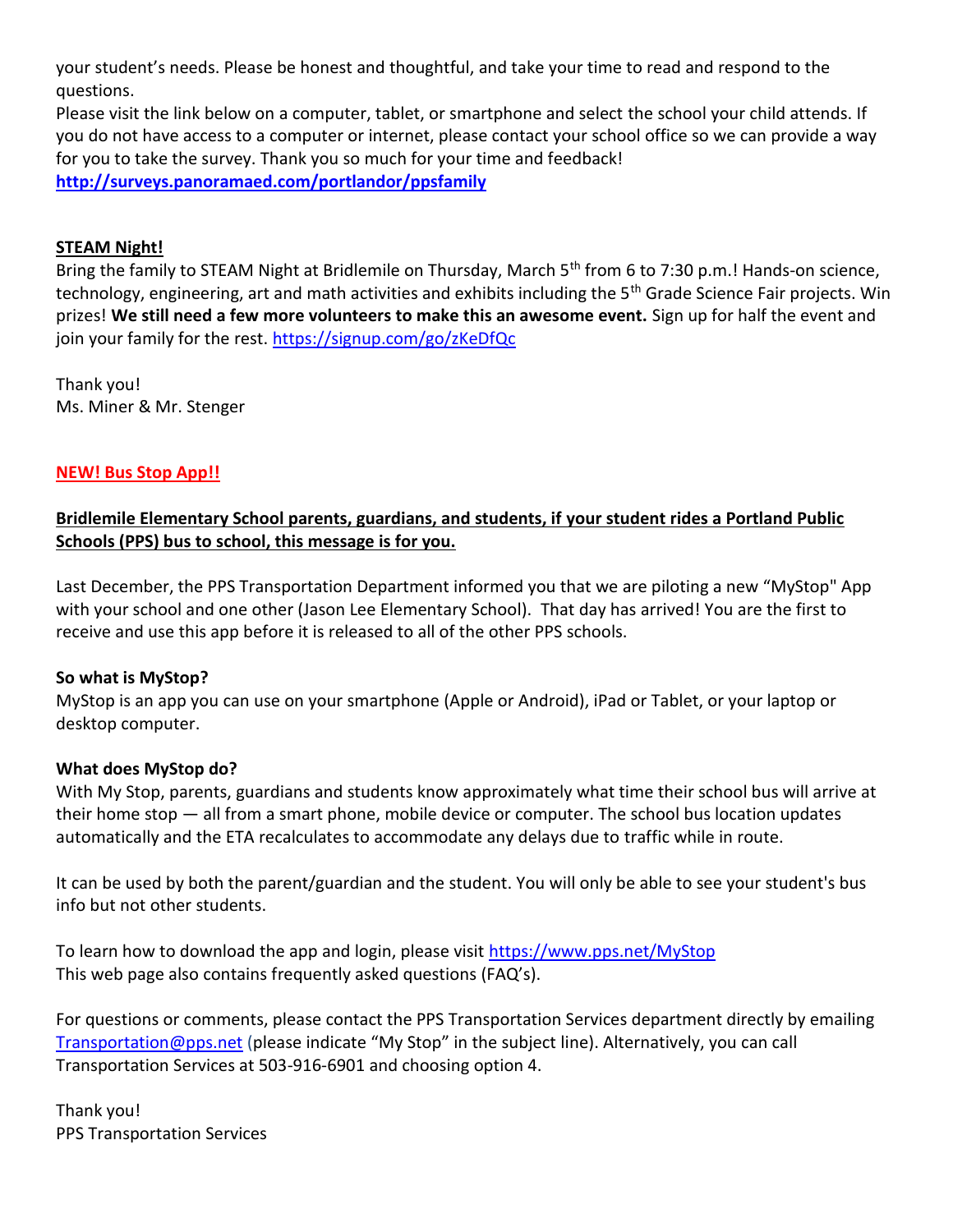your student's needs. Please be honest and thoughtful, and take your time to read and respond to the questions.

Please visit the link below on a computer, tablet, or smartphone and select the school your child attends. If you do not have access to a computer or internet, please contact your school office so we can provide a way for you to take the survey. Thank you so much for your time and feedback!

**http://surveys.panoramaed.com/portlandor/ppsfamily**

**STEAM Night!**

Bring the family to STEAM Night at Bridlemile on Thursday, March 5th from 6 to 7:30 p.m.! Hands-on science, technology, engineering, art and math activities and exhibits including the 5th Grade Science Fair projects. Win prizes! **We still need a few more volunteers to make this an awesome event.** Sign up for half the event and join your family for the rest. https://signup.com/go/zKeDfQc

Thank you!
Ms. Miner & Mr. Stenger

**NEW! Bus Stop App!!**

**Bridlemile Elementary School parents, guardians, and students, if your student rides a Portland Public Schools (PPS) bus to school, this message is for you.**

Last December, the PPS Transportation Department informed you that we are piloting a new "MyStop" App with your school and one other (Jason Lee Elementary School). That day has arrived! You are the first to receive and use this app before it is released to all of the other PPS schools.

**So what is MyStop?**

MyStop is an app you can use on your smartphone (Apple or Android), iPad or Tablet, or your laptop or desktop computer.

**What does MyStop do?**

With My Stop, parents, guardians and students know approximately what time their school bus will arrive at their home stop — all from a smart phone, mobile device or computer. The school bus location updates automatically and the ETA recalculates to accommodate any delays due to traffic while in route.

It can be used by both the parent/guardian and the student. You will only be able to see your student's bus info but not other students.

To learn how to download the app and login, please visit https://www.pps.net/MyStop
This web page also contains frequently asked questions (FAQ's).

For questions or comments, please contact the PPS Transportation Services department directly by emailing Transportation@pps.net (please indicate "My Stop" in the subject line). Alternatively, you can call Transportation Services at 503-916-6901 and choosing option 4.

Thank you!
PPS Transportation Services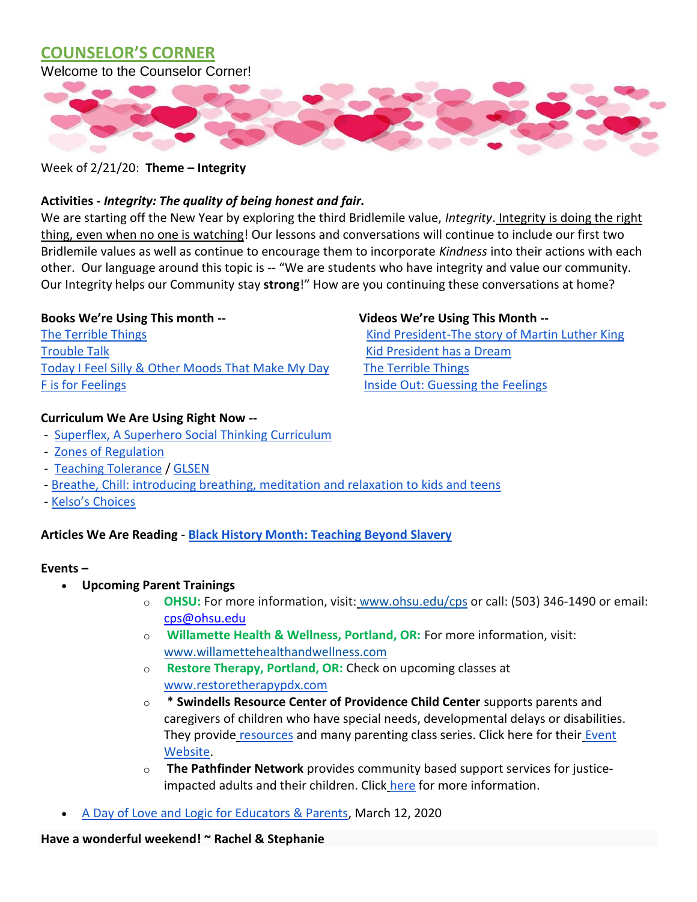## COUNSELOR'S CORNER

Welcome to the Counselor Corner!

Week of 2/21/20: **Theme – Integrity**

**Activities - *Integrity: The quality of being honest and fair.***

We are starting off the New Year by exploring the third Bridlemile value, *Integrity*. Integrity is doing the right thing, even when no one is watching! Our lessons and conversations will continue to include our first two Bridlemile values as well as continue to encourage them to incorporate *Kindness* into their actions with each other. Our language around this topic is -- "We are students who have integrity and value our community. Our Integrity helps our Community stay **strong**!" How are you continuing these conversations at home?

**Books We're Using This month --**

The Terrible Things
Trouble Talk
Today I Feel Silly & Other Moods That Make My Day
F is for Feelings

**Videos We're Using This Month --**

Kind President-The story of Martin Luther King
Kid President has a Dream
The Terrible Things
Inside Out: Guessing the Feelings

**Curriculum We Are Using Right Now --**

- Superflex, A Superhero Social Thinking Curriculum
- Zones of Regulation
- Teaching Tolerance / GLSEN
- Breathe, Chill: introducing breathing, meditation and relaxation to kids and teens
- Kelso's Choices

**Articles We Are Reading** - **Black History Month: Teaching Beyond Slavery**

**Events –**

- **Upcoming Parent Trainings**
  - **OHSU:** For more information, visit: www.ohsu.edu/cps or call: (503) 346-1490 or email: cps@ohsu.edu
  - **Willamette Health & Wellness, Portland, OR:** For more information, visit: www.willamettehealthandwellness.com
  - **Restore Therapy, Portland, OR:** Check on upcoming classes at www.restoretherapypdx.com
  - \* **Swindells Resource Center of Providence Child Center** supports parents and caregivers of children who have special needs, developmental delays or disabilities. They provide resources and many parenting class series. Click here for their Event Website.
  - **The Pathfinder Network** provides community based support services for justice-impacted adults and their children. Click here for more information.
- A Day of Love and Logic for Educators & Parents, March 12, 2020

**Have a wonderful weekend! ~ Rachel & Stephanie**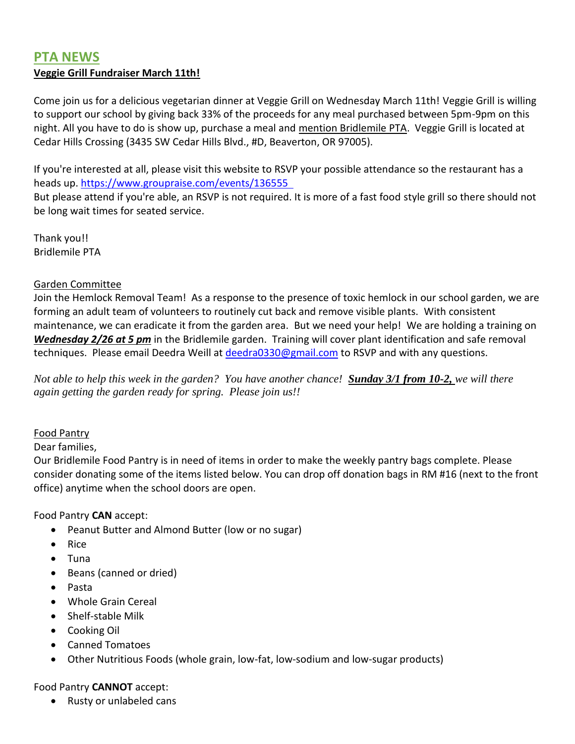## PTA NEWS

**Veggie Grill Fundraiser March 11th!**

Come join us for a delicious vegetarian dinner at Veggie Grill on Wednesday March 11th! Veggie Grill is willing to support our school by giving back 33% of the proceeds for any meal purchased between 5pm-9pm on this night. All you have to do is show up, purchase a meal and mention Bridlemile PTA. Veggie Grill is located at Cedar Hills Crossing (3435 SW Cedar Hills Blvd., #D, Beaverton, OR 97005).

If you're interested at all, please visit this website to RSVP your possible attendance so the restaurant has a heads up. https://www.groupraise.com/events/136555
But please attend if you're able, an RSVP is not required. It is more of a fast food style grill so there should not be long wait times for seated service.

Thank you!!
Bridlemile PTA

Garden Committee

Join the Hemlock Removal Team! As a response to the presence of toxic hemlock in our school garden, we are forming an adult team of volunteers to routinely cut back and remove visible plants. With consistent maintenance, we can eradicate it from the garden area. But we need your help! We are holding a training on ***Wednesday 2/26 at 5 pm*** in the Bridlemile garden. Training will cover plant identification and safe removal techniques. Please email Deedra Weill at deedra0330@gmail.com to RSVP and with any questions.

*Not able to help this week in the garden? You have another chance! **Sunday 3/1 from 10-2,** we will there again getting the garden ready for spring. Please join us!!*

Food Pantry

Dear families,
Our Bridlemile Food Pantry is in need of items in order to make the weekly pantry bags complete. Please consider donating some of the items listed below. You can drop off donation bags in RM #16 (next to the front office) anytime when the school doors are open.

Food Pantry **CAN** accept:

- Peanut Butter and Almond Butter (low or no sugar)
- Rice
- Tuna
- Beans (canned or dried)
- Pasta
- Whole Grain Cereal
- Shelf-stable Milk
- Cooking Oil
- Canned Tomatoes
- Other Nutritious Foods (whole grain, low-fat, low-sodium and low-sugar products)

Food Pantry **CANNOT** accept:

- Rusty or unlabeled cans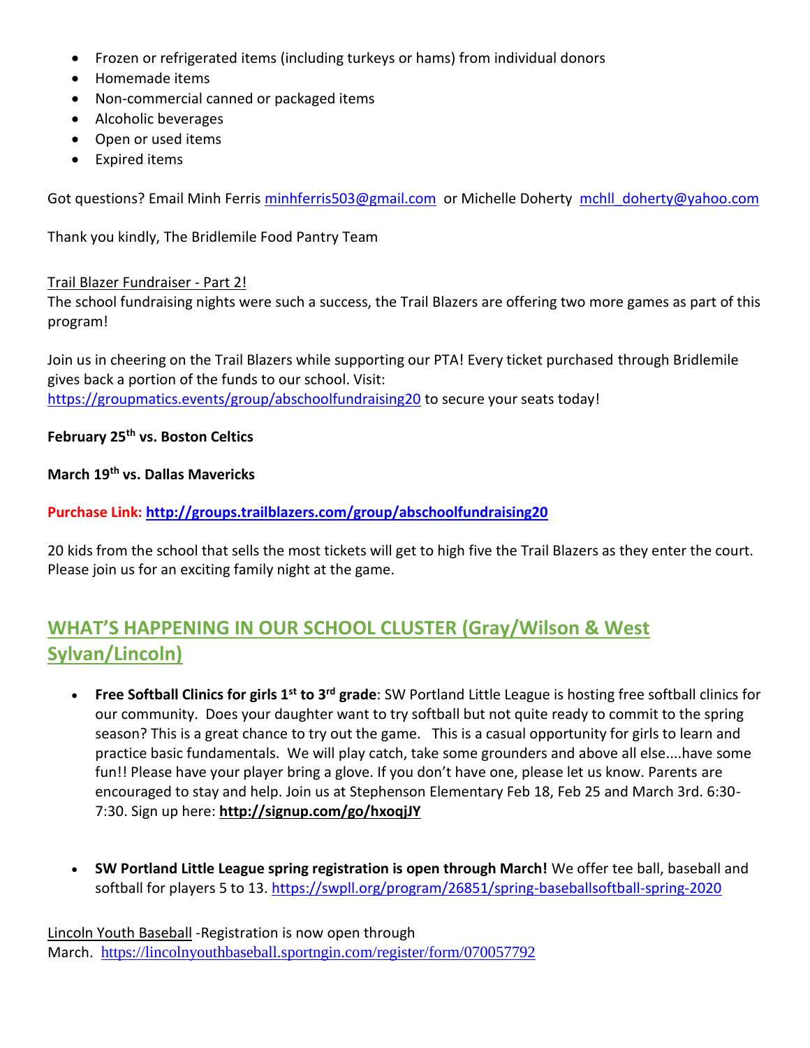- Frozen or refrigerated items (including turkeys or hams) from individual donors
- Homemade items
- Non-commercial canned or packaged items
- Alcoholic beverages
- Open or used items
- Expired items

Got questions? Email Minh Ferris minhferris503@gmail.com or Michelle Doherty mchll_doherty@yahoo.com

Thank you kindly, The Bridlemile Food Pantry Team

Trail Blazer Fundraiser - Part 2!

The school fundraising nights were such a success, the Trail Blazers are offering two more games as part of this program!

Join us in cheering on the Trail Blazers while supporting our PTA! Every ticket purchased through Bridlemile gives back a portion of the funds to our school. Visit: https://groupmatics.events/group/abschoolfundraising20 to secure your seats today!

**February 25th vs. Boston Celtics**

**March 19th vs. Dallas Mavericks**

**Purchase Link: http://groups.trailblazers.com/group/abschoolfundraising20**

20 kids from the school that sells the most tickets will get to high five the Trail Blazers as they enter the court. Please join us for an exciting family night at the game.

## WHAT'S HAPPENING IN OUR SCHOOL CLUSTER (Gray/Wilson & West Sylvan/Lincoln)

- **Free Softball Clinics for girls 1st to 3rd grade**: SW Portland Little League is hosting free softball clinics for our community. Does your daughter want to try softball but not quite ready to commit to the spring season? This is a great chance to try out the game. This is a casual opportunity for girls to learn and practice basic fundamentals. We will play catch, take some grounders and above all else....have some fun!! Please have your player bring a glove. If you don't have one, please let us know. Parents are encouraged to stay and help. Join us at Stephenson Elementary Feb 18, Feb 25 and March 3rd. 6:30-7:30. Sign up here: **http://signup.com/go/hxoqjJY**

- **SW Portland Little League spring registration is open through March!** We offer tee ball, baseball and softball for players 5 to 13. https://swpll.org/program/26851/spring-baseballsoftball-spring-2020

Lincoln Youth Baseball -Registration is now open through March. https://lincolnyouthbaseball.sportngin.com/register/form/070057792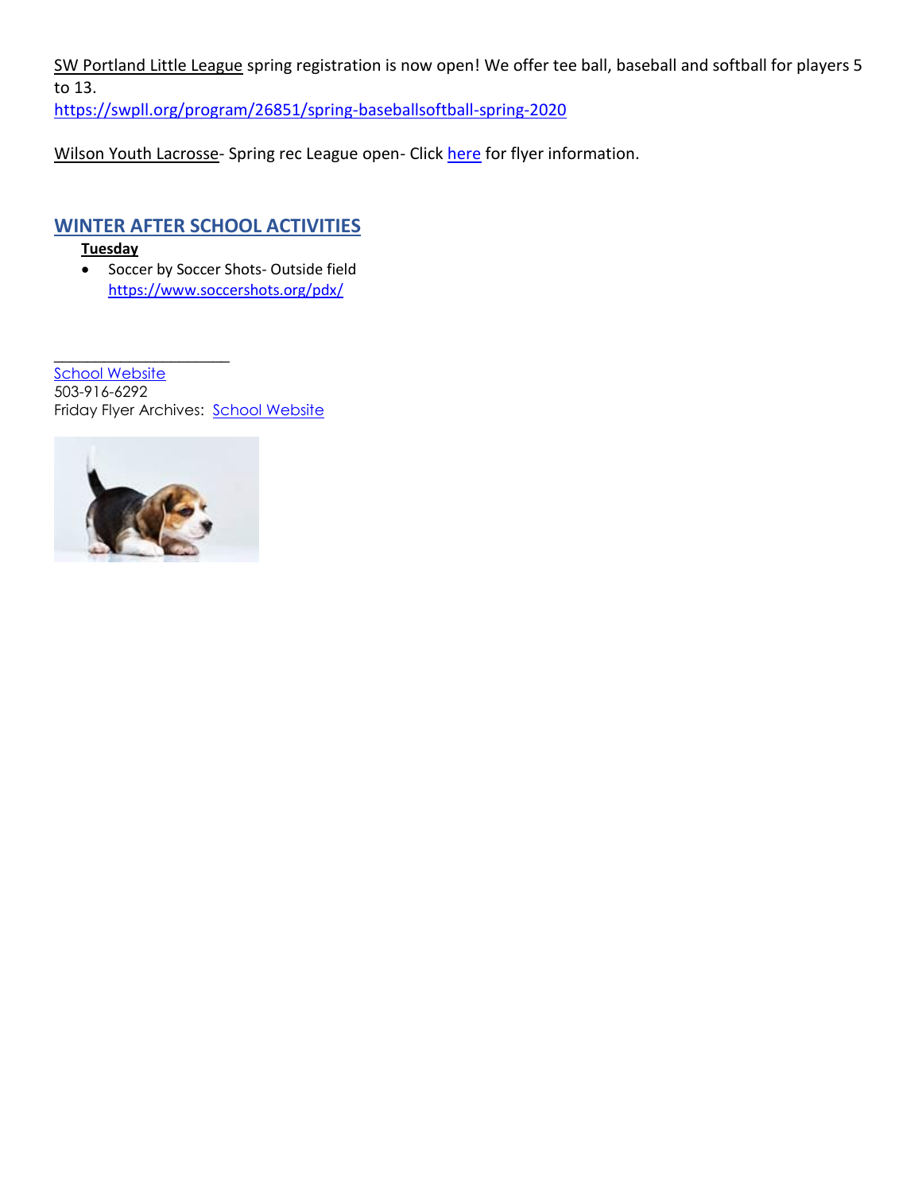SW Portland Little League spring registration is now open! We offer tee ball, baseball and softball for players 5 to 13.
https://swpll.org/program/26851/spring-baseballsoftball-spring-2020

Wilson Youth Lacrosse- Spring rec League open- Click here for flyer information.

## WINTER AFTER SCHOOL ACTIVITIES

**Tuesday**

- Soccer by Soccer Shots- Outside field
  https://www.soccershots.org/pdx/

______________________

School Website
503-916-6292
Friday Flyer Archives: School Website